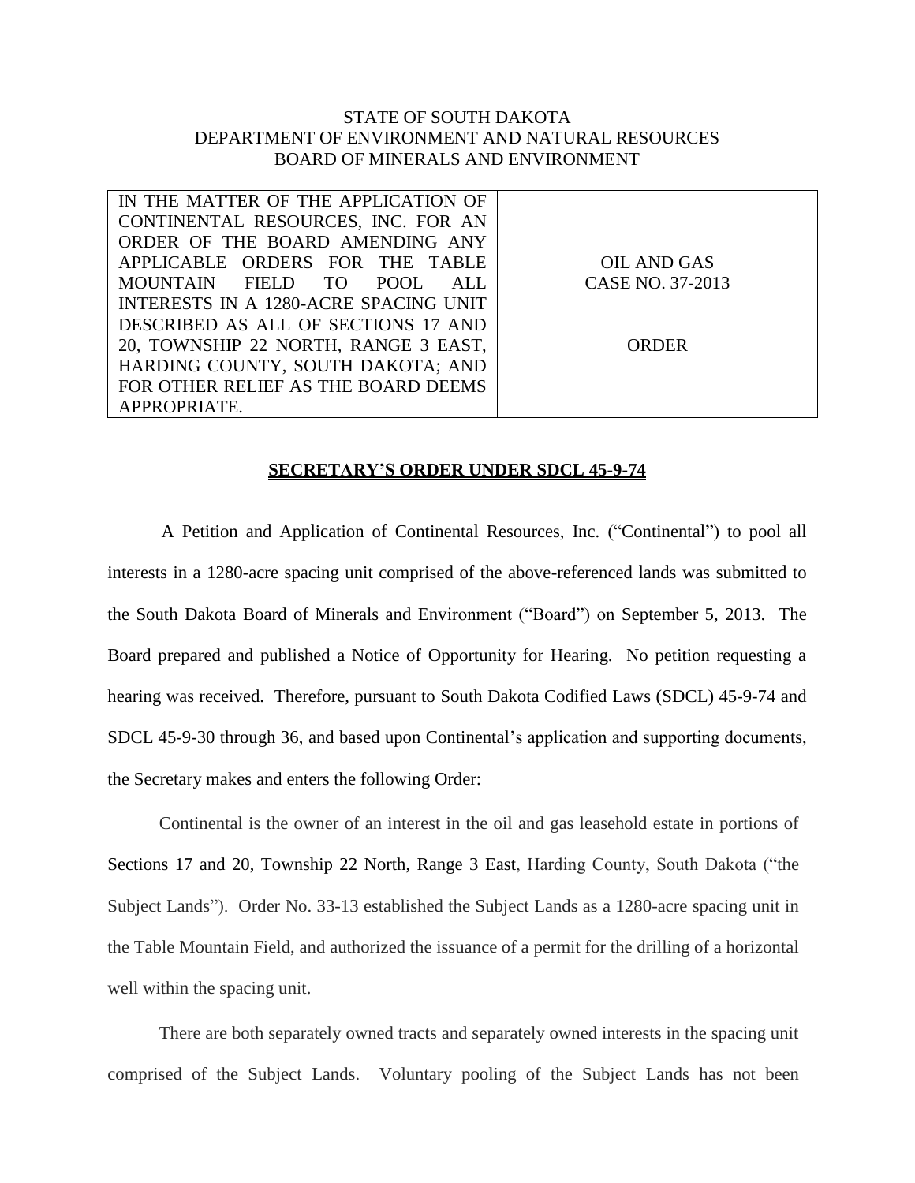STATE OF SOUTH DAKOTA
DEPARTMENT OF ENVIRONMENT AND NATURAL RESOURCES
BOARD OF MINERALS AND ENVIRONMENT

| IN THE MATTER OF THE APPLICATION OF CONTINENTAL RESOURCES, INC. FOR AN ORDER OF THE BOARD AMENDING ANY APPLICABLE ORDERS FOR THE TABLE MOUNTAIN FIELD TO POOL ALL INTERESTS IN A 1280-ACRE SPACING UNIT DESCRIBED AS ALL OF SECTIONS 17 AND 20, TOWNSHIP 22 NORTH, RANGE 3 EAST, HARDING COUNTY, SOUTH DAKOTA; AND FOR OTHER RELIEF AS THE BOARD DEEMS APPROPRIATE. | OIL AND GAS CASE NO. 37-2013<br><br>ORDER |
|---|---|

**SECRETARY'S ORDER UNDER SDCL 45-9-74**

A Petition and Application of Continental Resources, Inc. ("Continental") to pool all interests in a 1280-acre spacing unit comprised of the above-referenced lands was submitted to the South Dakota Board of Minerals and Environment ("Board") on September 5, 2013. The Board prepared and published a Notice of Opportunity for Hearing. No petition requesting a hearing was received. Therefore, pursuant to South Dakota Codified Laws (SDCL) 45-9-74 and SDCL 45-9-30 through 36, and based upon Continental's application and supporting documents, the Secretary makes and enters the following Order:

Continental is the owner of an interest in the oil and gas leasehold estate in portions of Sections 17 and 20, Township 22 North, Range 3 East, Harding County, South Dakota ("the Subject Lands"). Order No. 33-13 established the Subject Lands as a 1280-acre spacing unit in the Table Mountain Field, and authorized the issuance of a permit for the drilling of a horizontal well within the spacing unit.

There are both separately owned tracts and separately owned interests in the spacing unit comprised of the Subject Lands. Voluntary pooling of the Subject Lands has not been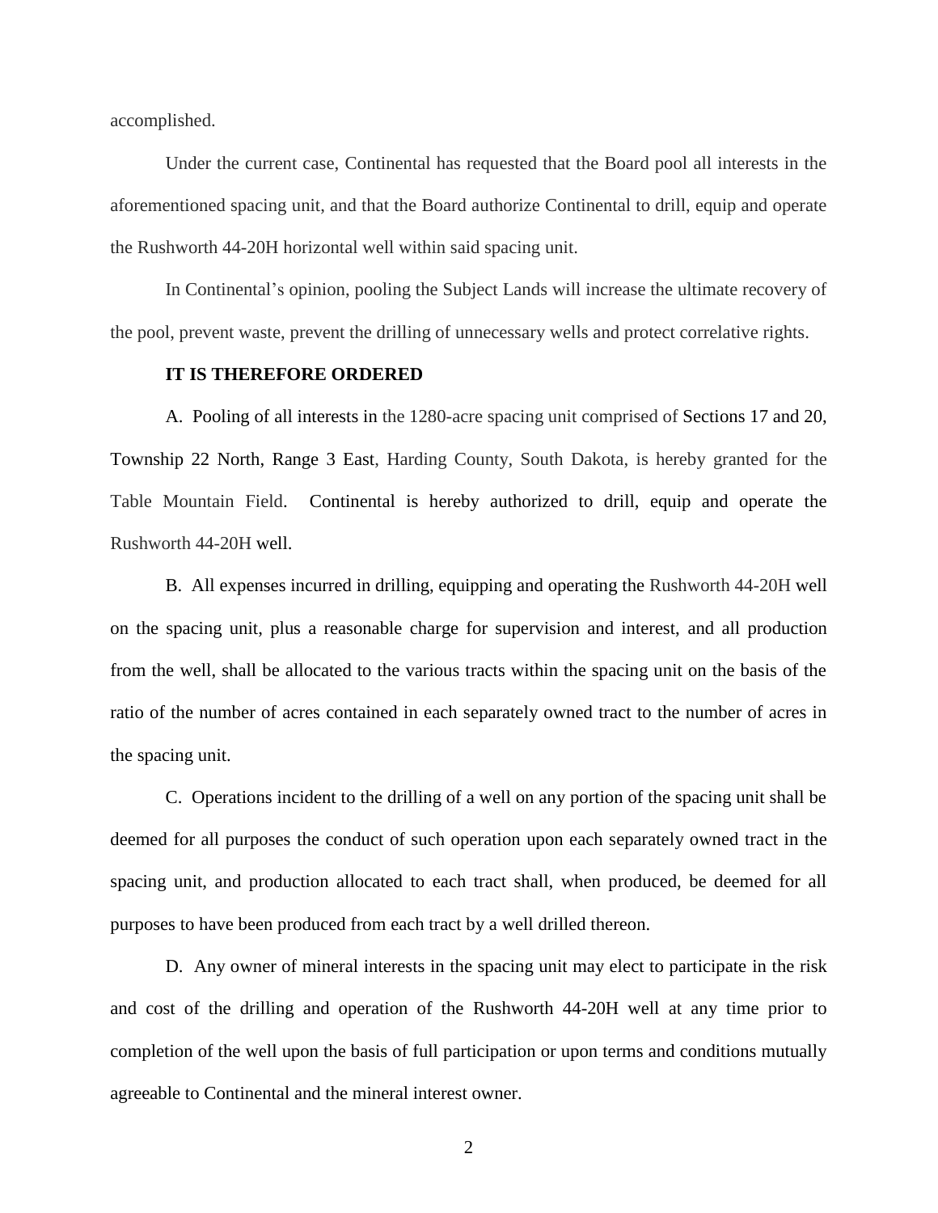accomplished.

Under the current case, Continental has requested that the Board pool all interests in the aforementioned spacing unit, and that the Board authorize Continental to drill, equip and operate the Rushworth 44-20H horizontal well within said spacing unit.

In Continental's opinion, pooling the Subject Lands will increase the ultimate recovery of the pool, prevent waste, prevent the drilling of unnecessary wells and protect correlative rights.

**IT IS THEREFORE ORDERED**

A. Pooling of all interests in the 1280-acre spacing unit comprised of Sections 17 and 20, Township 22 North, Range 3 East, Harding County, South Dakota, is hereby granted for the Table Mountain Field. Continental is hereby authorized to drill, equip and operate the Rushworth 44-20H well.

B. All expenses incurred in drilling, equipping and operating the Rushworth 44-20H well on the spacing unit, plus a reasonable charge for supervision and interest, and all production from the well, shall be allocated to the various tracts within the spacing unit on the basis of the ratio of the number of acres contained in each separately owned tract to the number of acres in the spacing unit.

C. Operations incident to the drilling of a well on any portion of the spacing unit shall be deemed for all purposes the conduct of such operation upon each separately owned tract in the spacing unit, and production allocated to each tract shall, when produced, be deemed for all purposes to have been produced from each tract by a well drilled thereon.

D. Any owner of mineral interests in the spacing unit may elect to participate in the risk and cost of the drilling and operation of the Rushworth 44-20H well at any time prior to completion of the well upon the basis of full participation or upon terms and conditions mutually agreeable to Continental and the mineral interest owner.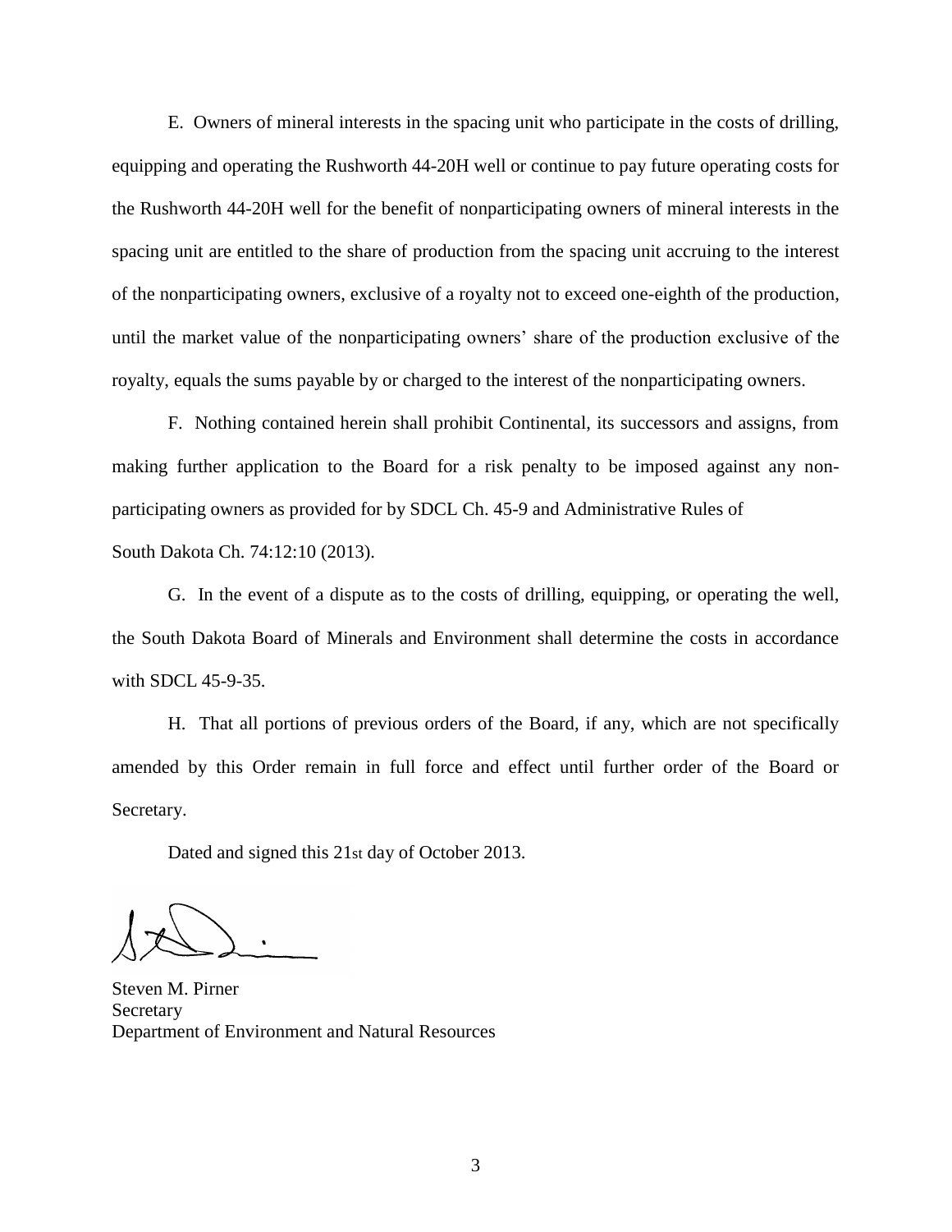E. Owners of mineral interests in the spacing unit who participate in the costs of drilling, equipping and operating the Rushworth 44-20H well or continue to pay future operating costs for the Rushworth 44-20H well for the benefit of nonparticipating owners of mineral interests in the spacing unit are entitled to the share of production from the spacing unit accruing to the interest of the nonparticipating owners, exclusive of a royalty not to exceed one-eighth of the production, until the market value of the nonparticipating owners' share of the production exclusive of the royalty, equals the sums payable by or charged to the interest of the nonparticipating owners.

F. Nothing contained herein shall prohibit Continental, its successors and assigns, from making further application to the Board for a risk penalty to be imposed against any non-participating owners as provided for by SDCL Ch. 45-9 and Administrative Rules of South Dakota Ch. 74:12:10 (2013).

G. In the event of a dispute as to the costs of drilling, equipping, or operating the well, the South Dakota Board of Minerals and Environment shall determine the costs in accordance with SDCL 45-9-35.

H. That all portions of previous orders of the Board, if any, which are not specifically amended by this Order remain in full force and effect until further order of the Board or Secretary.

Dated and signed this 21st day of October 2013.

Steven M. Pirner
Secretary
Department of Environment and Natural Resources